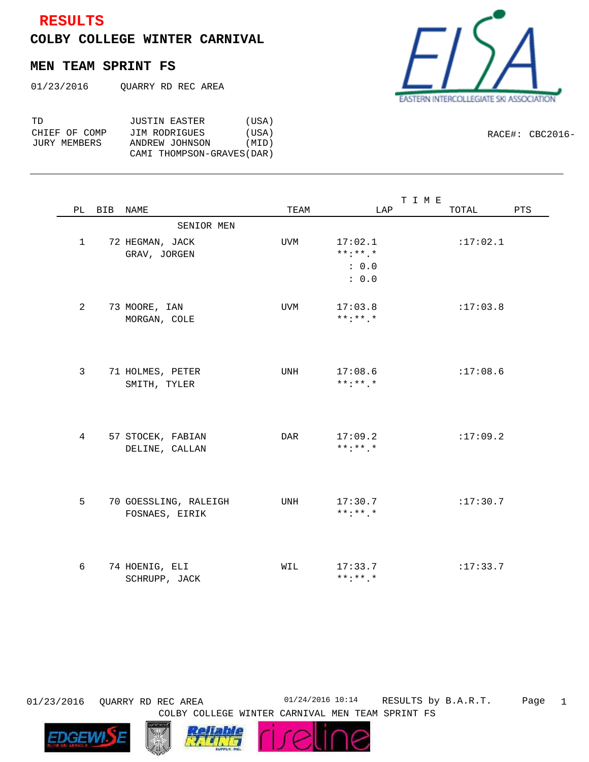**RESULTS**

# COLBY COLLEGE WINTER CARNIVAL

## MEN TEAM SPRINT FS

01/23/2016 QUARRY RD REC AREA

EASTERN INTERCOLLEGIATE SKI ASSOCIATION

| | | |
|---|---|---|
| TD | JUSTIN EASTER | (USA) |
| CHIEF OF COMP | JIM RODRIGUES | (USA) |
| JURY MEMBERS | ANDREW JOHNSON | (MID) |
| | CAMI THOMPSON-GRAVES | (DAR) |

RACE#: CBC2016-

| PL | BIB | NAME | TEAM | TIME LAP | TIME TOTAL | PTS |
|---|---|---|---|---|---|---|
| | | SENIOR MEN | | | | |
| 1 | 72 | HEGMAN, JACK | UVM | 17:02.1 | :17:02.1 | |
| | | GRAV, JORGEN | | **:**.* | | |
| | | | | : 0.0 | | |
| | | | | : 0.0 | | |
| 2 | 73 | MOORE, IAN | UVM | 17:03.8 | :17:03.8 | |
| | | MORGAN, COLE | | **:**.* | | |
| 3 | 71 | HOLMES, PETER | UNH | 17:08.6 | :17:08.6 | |
| | | SMITH, TYLER | | **:**.* | | |
| 4 | 57 | STOCEK, FABIAN | DAR | 17:09.2 | :17:09.2 | |
| | | DELINE, CALLAN | | **:**.* | | |
| 5 | 70 | GOESSLING, RALEIGH | UNH | 17:30.7 | :17:30.7 | |
| | | FOSNAES, EIRIK | | **:**.* | | |
| 6 | 74 | HOENIG, ELI | WIL | 17:33.7 | :17:33.7 | |
| | | SCHRUPP, JACK | | **:**.* | | |

01/23/2016 QUARRY RD REC AREA 01/24/2016 10:14 RESULTS by B.A.R.T.
COLBY COLLEGE WINTER CARNIVAL MEN TEAM SPRINT FS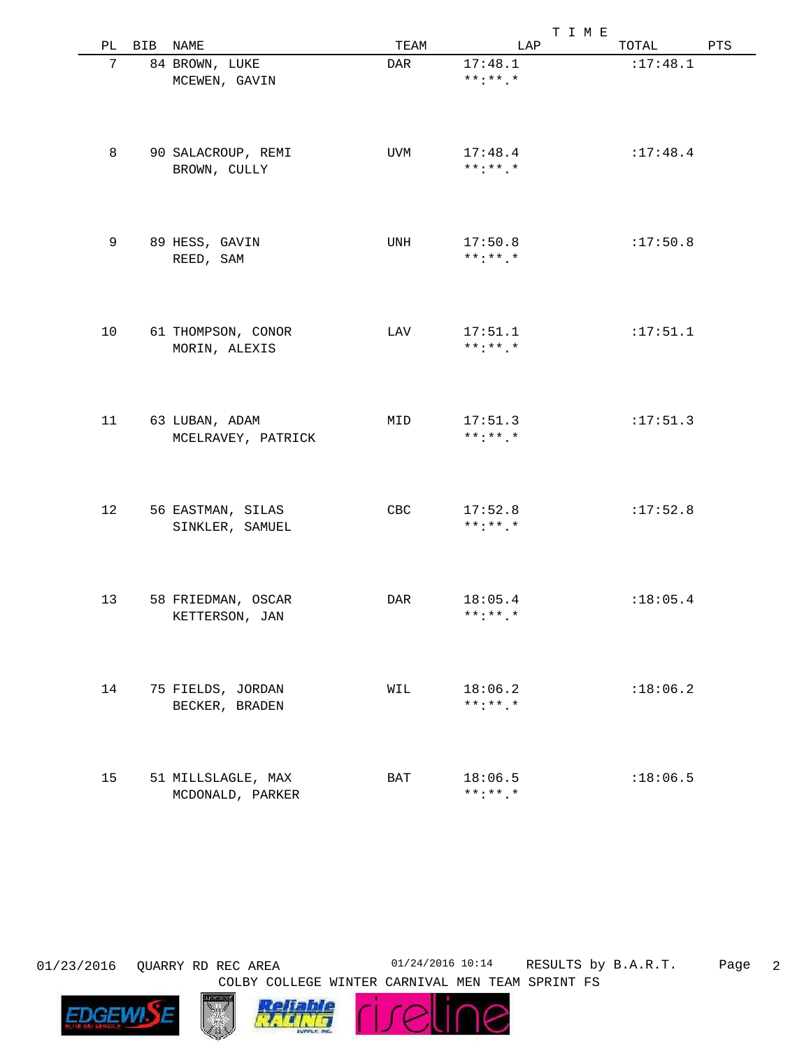| PL | BIB | NAME | TEAM | LAP | TOTAL | PTS |
|---|---|---|---|---|---|---|
| 7 | 84 | BROWN, LUKE<br>MCEWEN, GAVIN | DAR | 17:48.1<br>**:**.* | :17:48.1 | |
| 8 | 90 | SALACROUP, REMI<br>BROWN, CULLY | UVM | 17:48.4<br>**:**.* | :17:48.4 | |
| 9 | 89 | HESS, GAVIN<br>REED, SAM | UNH | 17:50.8<br>**:**.* | :17:50.8 | |
| 10 | 61 | THOMPSON, CONOR<br>MORIN, ALEXIS | LAV | 17:51.1<br>**:**.* | :17:51.1 | |
| 11 | 63 | LUBAN, ADAM<br>MCELRAVEY, PATRICK | MID | 17:51.3<br>**:**.* | :17:51.3 | |
| 12 | 56 | EASTMAN, SILAS<br>SINKLER, SAMUEL | CBC | 17:52.8<br>**:**.* | :17:52.8 | |
| 13 | 58 | FRIEDMAN, OSCAR<br>KETTERSON, JAN | DAR | 18:05.4<br>**:**.* | :18:05.4 | |
| 14 | 75 | FIELDS, JORDAN<br>BECKER, BRADEN | WIL | 18:06.2<br>**:**.* | :18:06.2 | |
| 15 | 51 | MILLSLAGLE, MAX<br>MCDONALD, PARKER | BAT | 18:06.5<br>**:**.* | :18:06.5 | |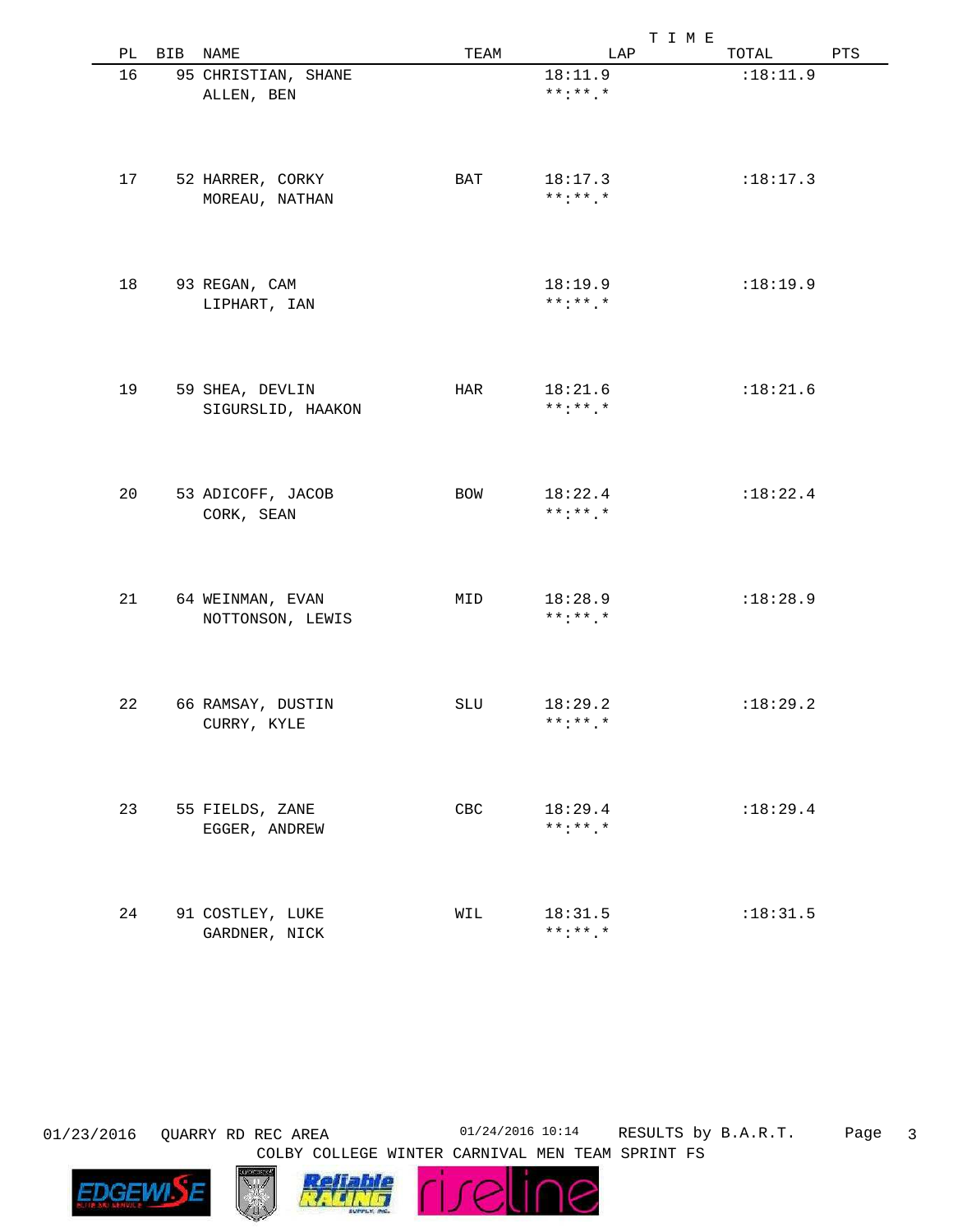| PL | BIB | NAME | TEAM | LAP | TOTAL | PTS |
|---|---|---|---|---|---|---|
| 16 | 95 | CHRISTIAN, SHANE |  | 18:11.9 | :18:11.9 |  |
|  |  | ALLEN, BEN |  | **:**.* |  |  |
| 17 | 52 | HARRER, CORKY | BAT | 18:17.3 | :18:17.3 |  |
|  |  | MOREAU, NATHAN |  | **:**.* |  |  |
| 18 | 93 | REGAN, CAM |  | 18:19.9 | :18:19.9 |  |
|  |  | LIPHART, IAN |  | **:**.* |  |  |
| 19 | 59 | SHEA, DEVLIN | HAR | 18:21.6 | :18:21.6 |  |
|  |  | SIGURSLID, HAAKON |  | **:**.* |  |  |
| 20 | 53 | ADICOFF, JACOB | BOW | 18:22.4 | :18:22.4 |  |
|  |  | CORK, SEAN |  | **:**.* |  |  |
| 21 | 64 | WEINMAN, EVAN | MID | 18:28.9 | :18:28.9 |  |
|  |  | NOTTONSON, LEWIS |  | **:**.* |  |  |
| 22 | 66 | RAMSAY, DUSTIN | SLU | 18:29.2 | :18:29.2 |  |
|  |  | CURRY, KYLE |  | **:**.* |  |  |
| 23 | 55 | FIELDS, ZANE | CBC | 18:29.4 | :18:29.4 |  |
|  |  | EGGER, ANDREW |  | **:**.* |  |  |
| 24 | 91 | COSTLEY, LUKE | WIL | 18:31.5 | :18:31.5 |  |
|  |  | GARDNER, NICK |  | **:**.* |  |  |

01/23/2016 QUARRY RD REC AREA 01/24/2016 10:14 RESULTS by B.A.R.T.

COLBY COLLEGE WINTER CARNIVAL MEN TEAM SPRINT FS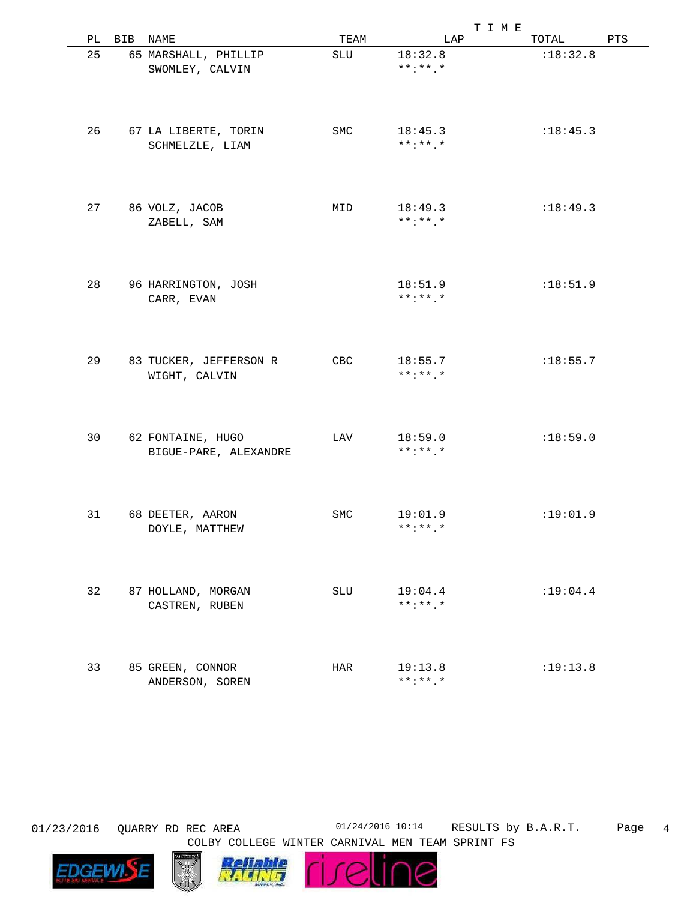| PL | BIB | NAME | TEAM | LAP | TOTAL | PTS |
|---|---|---|---|---|---|---|
| 25 | 65 | MARSHALL, PHILLIP | SLU | 18:32.8 | :18:32.8 | |
| | | SWOMLEY, CALVIN | | **:**.* | | |
| 26 | 67 | LA LIBERTE, TORIN | SMC | 18:45.3 | :18:45.3 | |
| | | SCHMELZLE, LIAM | | **:**.* | | |
| 27 | 86 | VOLZ, JACOB | MID | 18:49.3 | :18:49.3 | |
| | | ZABELL, SAM | | **:**.* | | |
| 28 | 96 | HARRINGTON, JOSH | | 18:51.9 | :18:51.9 | |
| | | CARR, EVAN | | **:**.* | | |
| 29 | 83 | TUCKER, JEFFERSON R | CBC | 18:55.7 | :18:55.7 | |
| | | WIGHT, CALVIN | | **:**.* | | |
| 30 | 62 | FONTAINE, HUGO | LAV | 18:59.0 | :18:59.0 | |
| | | BIGUE-PARE, ALEXANDRE | | **:**.* | | |
| 31 | 68 | DEETER, AARON | SMC | 19:01.9 | :19:01.9 | |
| | | DOYLE, MATTHEW | | **:**.* | | |
| 32 | 87 | HOLLAND, MORGAN | SLU | 19:04.4 | :19:04.4 | |
| | | CASTREN, RUBEN | | **:**.* | | |
| 33 | 85 | GREEN, CONNOR | HAR | 19:13.8 | :19:13.8 | |
| | | ANDERSON, SOREN | | **:**.* | | |

01/23/2016 QUARRY RD REC AREA 01/24/2016 10:14 RESULTS by B.A.R.T.
COLBY COLLEGE WINTER CARNIVAL MEN TEAM SPRINT FS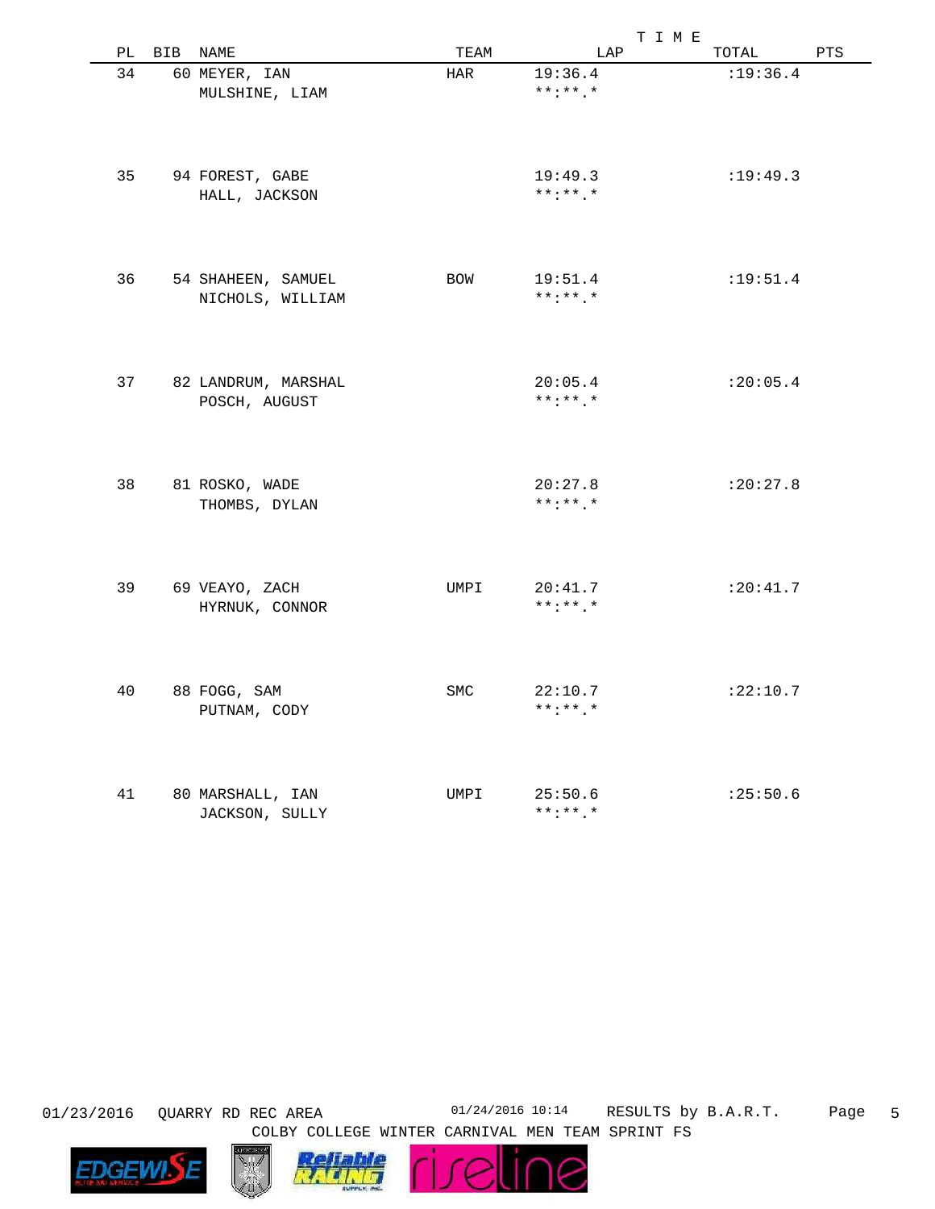| PL | BIB | NAME | TEAM | LAP | TOTAL | PTS |
|---|---|---|---|---|---|---|
| 34 | 60 | MEYER, IAN | HAR | 19:36.4 | :19:36.4 | |
| | | MULSHINE, LIAM | | **:**.* | | |
| 35 | 94 | FOREST, GABE | | 19:49.3 | :19:49.3 | |
| | | HALL, JACKSON | | **:**.* | | |
| 36 | 54 | SHAHEEN, SAMUEL | BOW | 19:51.4 | :19:51.4 | |
| | | NICHOLS, WILLIAM | | **:**.* | | |
| 37 | 82 | LANDRUM, MARSHAL | | 20:05.4 | :20:05.4 | |
| | | POSCH, AUGUST | | **:**.* | | |
| 38 | 81 | ROSKO, WADE | | 20:27.8 | :20:27.8 | |
| | | THOMBS, DYLAN | | **:**.* | | |
| 39 | 69 | VEAYO, ZACH | UMPI | 20:41.7 | :20:41.7 | |
| | | HYRNUK, CONNOR | | **:**.* | | |
| 40 | 88 | FOGG, SAM | SMC | 22:10.7 | :22:10.7 | |
| | | PUTNAM, CODY | | **:**.* | | |
| 41 | 80 | MARSHALL, IAN | UMPI | 25:50.6 | :25:50.6 | |
| | | JACKSON, SULLY | | **:**.* | | |